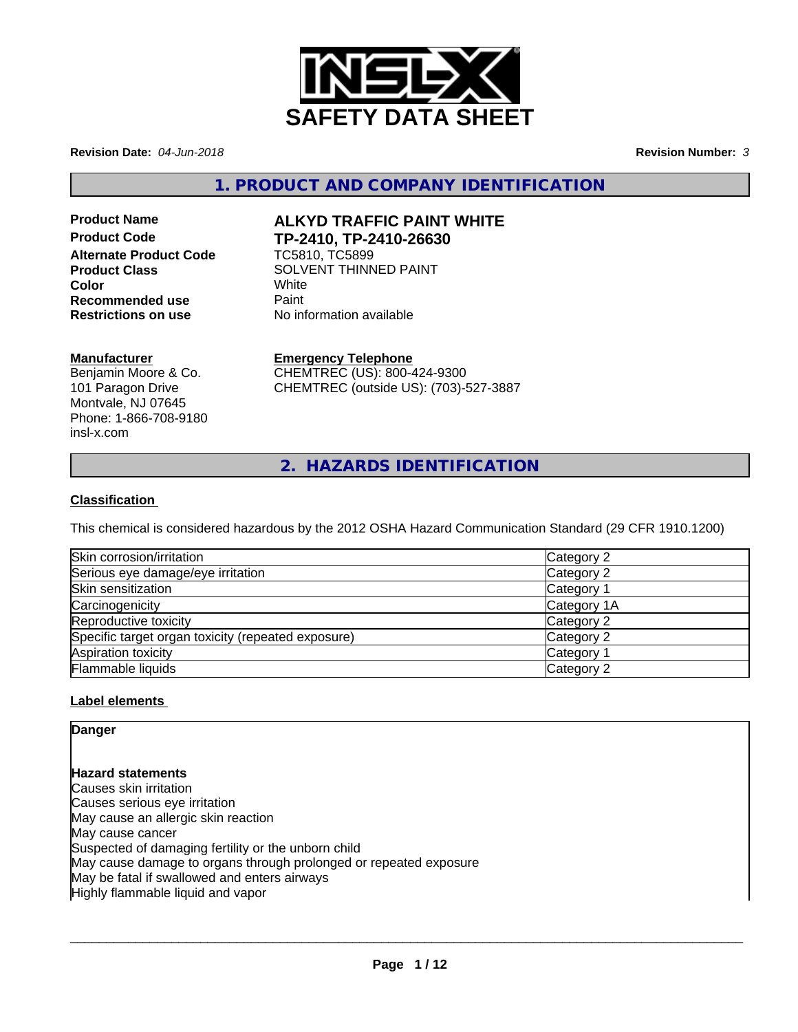# SAFETY DATA SHEET

**Revision Date:** *04-Jun-2018*

**Revision Number:** *3*

## 1. PRODUCT AND COMPANY IDENTIFICATION

| | |
|---|---|
| **Product Name** | **ALKYD TRAFFIC PAINT WHITE** |
| **Product Code** | **TP-2410, TP-2410-26630** |
| **Alternate Product Code** | TC5810, TC5899 |
| **Product Class** | SOLVENT THINNED PAINT |
| **Color** | White |
| **Recommended use** | Paint |
| **Restrictions on use** | No information available |

**Manufacturer**
Benjamin Moore & Co.
101 Paragon Drive
Montvale, NJ 07645
Phone: 1-866-708-9180
insl-x.com

**Emergency Telephone**
CHEMTREC (US): 800-424-9300
CHEMTREC (outside US): (703)-527-3887

## 2. HAZARDS IDENTIFICATION

**Classification**

This chemical is considered hazardous by the 2012 OSHA Hazard Communication Standard (29 CFR 1910.1200)

| | |
|---|---|
| Skin corrosion/irritation | Category 2 |
| Serious eye damage/eye irritation | Category 2 |
| Skin sensitization | Category 1 |
| Carcinogenicity | Category 1A |
| Reproductive toxicity | Category 2 |
| Specific target organ toxicity (repeated exposure) | Category 2 |
| Aspiration toxicity | Category 1 |
| Flammable liquids | Category 2 |

**Label elements**

**Danger**

**Hazard statements**
Causes skin irritation
Causes serious eye irritation
May cause an allergic skin reaction
May cause cancer
Suspected of damaging fertility or the unborn child
May cause damage to organs through prolonged or repeated exposure
May be fatal if swallowed and enters airways
Highly flammable liquid and vapor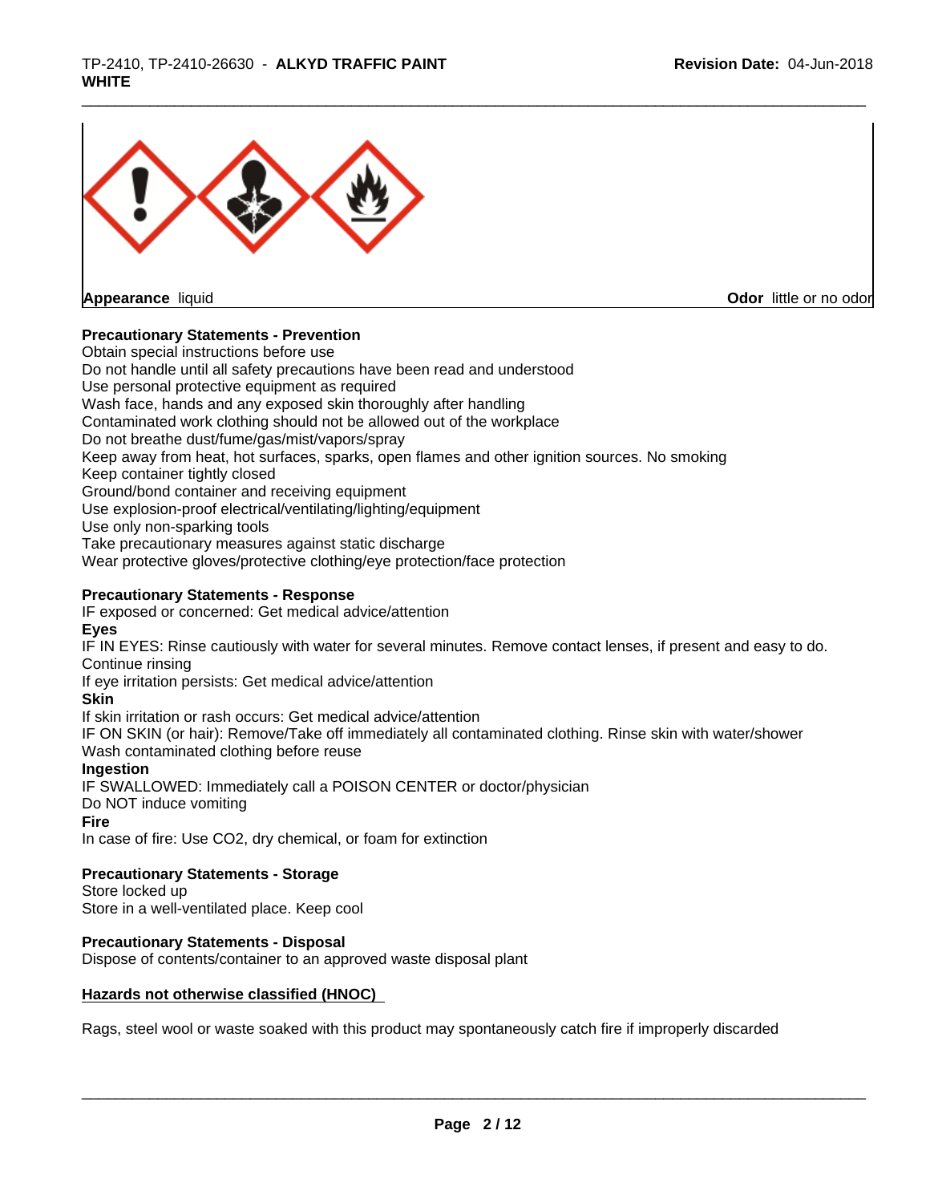**Appearance** liquid **Odor** little or no odor

**Precautionary Statements - Prevention**

Obtain special instructions before use
Do not handle until all safety precautions have been read and understood
Use personal protective equipment as required
Wash face, hands and any exposed skin thoroughly after handling
Contaminated work clothing should not be allowed out of the workplace
Do not breathe dust/fume/gas/mist/vapors/spray
Keep away from heat, hot surfaces, sparks, open flames and other ignition sources. No smoking
Keep container tightly closed
Ground/bond container and receiving equipment
Use explosion-proof electrical/ventilating/lighting/equipment
Use only non-sparking tools
Take precautionary measures against static discharge
Wear protective gloves/protective clothing/eye protection/face protection

**Precautionary Statements - Response**

IF exposed or concerned: Get medical advice/attention

**Eyes**

IF IN EYES: Rinse cautiously with water for several minutes. Remove contact lenses, if present and easy to do. Continue rinsing
If eye irritation persists: Get medical advice/attention

**Skin**

If skin irritation or rash occurs: Get medical advice/attention
IF ON SKIN (or hair): Remove/Take off immediately all contaminated clothing. Rinse skin with water/shower
Wash contaminated clothing before reuse

**Ingestion**

IF SWALLOWED: Immediately call a POISON CENTER or doctor/physician
Do NOT induce vomiting

**Fire**

In case of fire: Use $CO_2$, dry chemical, or foam for extinction

**Precautionary Statements - Storage**

Store locked up
Store in a well-ventilated place. Keep cool

**Precautionary Statements - Disposal**

Dispose of contents/container to an approved waste disposal plant

**Hazards not otherwise classified (HNOC)**

Rags, steel wool or waste soaked with this product may spontaneously catch fire if improperly discarded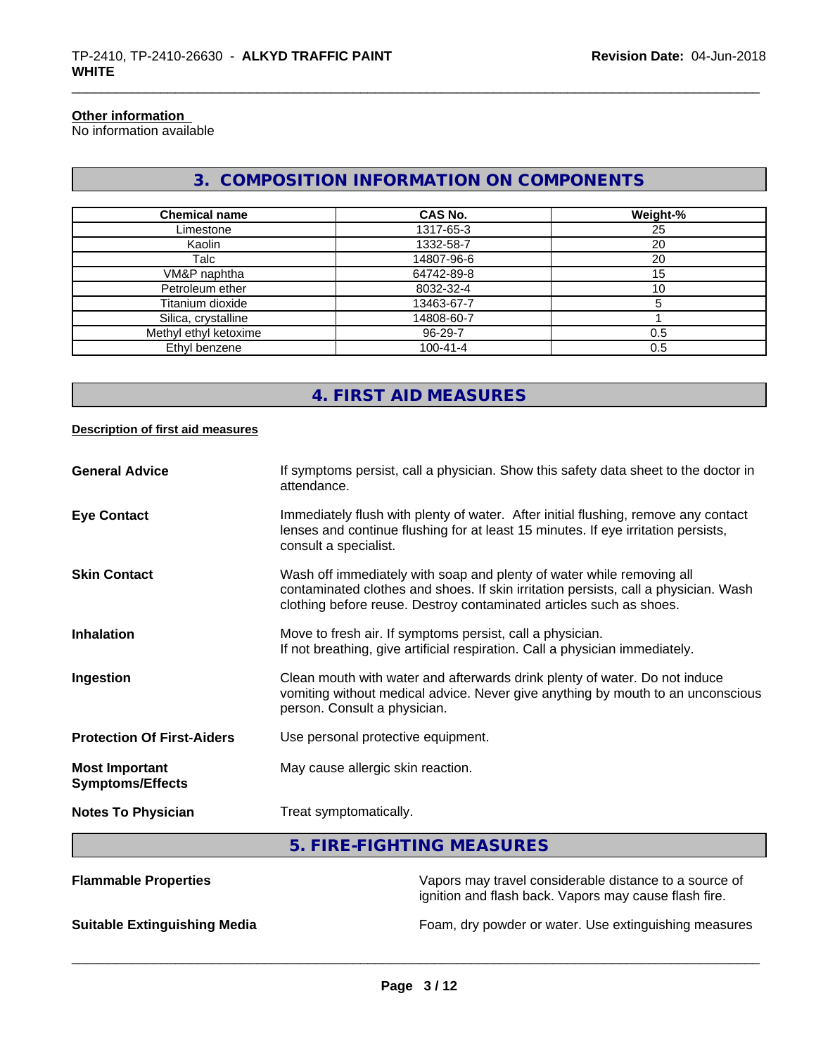**Other information**
No information available

## 3. COMPOSITION INFORMATION ON COMPONENTS

| Chemical name | CAS No. | Weight-% |
|---|---|---|
| Limestone | 1317-65-3 | 25 |
| Kaolin | 1332-58-7 | 20 |
| Talc | 14807-96-6 | 20 |
| VM&P naphtha | 64742-89-8 | 15 |
| Petroleum ether | 8032-32-4 | 10 |
| Titanium dioxide | 13463-67-7 | 5 |
| Silica, crystalline | 14808-60-7 | 1 |
| Methyl ethyl ketoxime | 96-29-7 | 0.5 |
| Ethyl benzene | 100-41-4 | 0.5 |

## 4. FIRST AID MEASURES

**Description of first aid measures**

**General Advice**
If symptoms persist, call a physician. Show this safety data sheet to the doctor in attendance.

**Eye Contact**
Immediately flush with plenty of water. After initial flushing, remove any contact lenses and continue flushing for at least 15 minutes. If eye irritation persists, consult a specialist.

**Skin Contact**
Wash off immediately with soap and plenty of water while removing all contaminated clothes and shoes. If skin irritation persists, call a physician. Wash clothing before reuse. Destroy contaminated articles such as shoes.

**Inhalation**
Move to fresh air. If symptoms persist, call a physician.
If not breathing, give artificial respiration. Call a physician immediately.

**Ingestion**
Clean mouth with water and afterwards drink plenty of water. Do not induce vomiting without medical advice. Never give anything by mouth to an unconscious person. Consult a physician.

**Protection Of First-Aiders**
Use personal protective equipment.

**Most Important Symptoms/Effects**
May cause allergic skin reaction.

**Notes To Physician**
Treat symptomatically.

## 5. FIRE-FIGHTING MEASURES

**Flammable Properties**
Vapors may travel considerable distance to a source of ignition and flash back. Vapors may cause flash fire.

**Suitable Extinguishing Media**
Foam, dry powder or water. Use extinguishing measures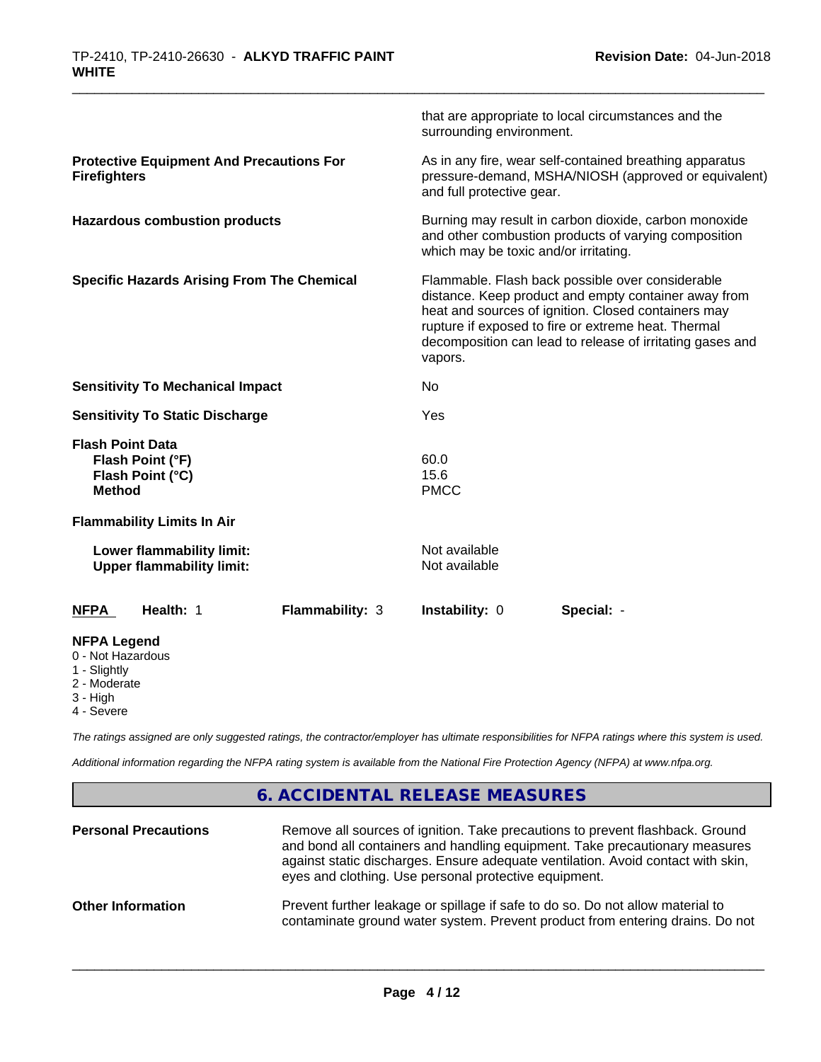| | |
|---|---|
| | that are appropriate to local circumstances and the surrounding environment. |
| **Protective Equipment And Precautions For Firefighters** | As in any fire, wear self-contained breathing apparatus pressure-demand, MSHA/NIOSH (approved or equivalent) and full protective gear. |
| **Hazardous combustion products** | Burning may result in carbon dioxide, carbon monoxide and other combustion products of varying composition which may be toxic and/or irritating. |
| **Specific Hazards Arising From The Chemical** | Flammable. Flash back possible over considerable distance. Keep product and empty container away from heat and sources of ignition. Closed containers may rupture if exposed to fire or extreme heat. Thermal decomposition can lead to release of irritating gases and vapors. |
| **Sensitivity To Mechanical Impact** | No |
| **Sensitivity To Static Discharge** | Yes |
| **Flash Point Data** | |
| **Flash Point (°F)** | 60.0 |
| **Flash Point (°C)** | 15.6 |
| **Method** | PMCC |
| **Flammability Limits In Air** | |
| **Lower flammability limit:** | Not available |
| **Upper flammability limit:** | Not available |

| NFPA | Health: 1 | Flammability: 3 | Instability: 0 | Special: - |
|---|---|---|---|---|

**NFPA Legend**
- 0 - Not Hazardous
- 1 - Slightly
- 2 - Moderate
- 3 - High
- 4 - Severe

*The ratings assigned are only suggested ratings, the contractor/employer has ultimate responsibilities for NFPA ratings where this system is used.*

*Additional information regarding the NFPA rating system is available from the National Fire Protection Agency (NFPA) at www.nfpa.org.*

## 6. ACCIDENTAL RELEASE MEASURES

| | |
|---|---|
| **Personal Precautions** | Remove all sources of ignition. Take precautions to prevent flashback. Ground and bond all containers and handling equipment. Take precautionary measures against static discharges. Ensure adequate ventilation. Avoid contact with skin, eyes and clothing. Use personal protective equipment. |
| **Other Information** | Prevent further leakage or spillage if safe to do so. Do not allow material to contaminate ground water system. Prevent product from entering drains. Do not |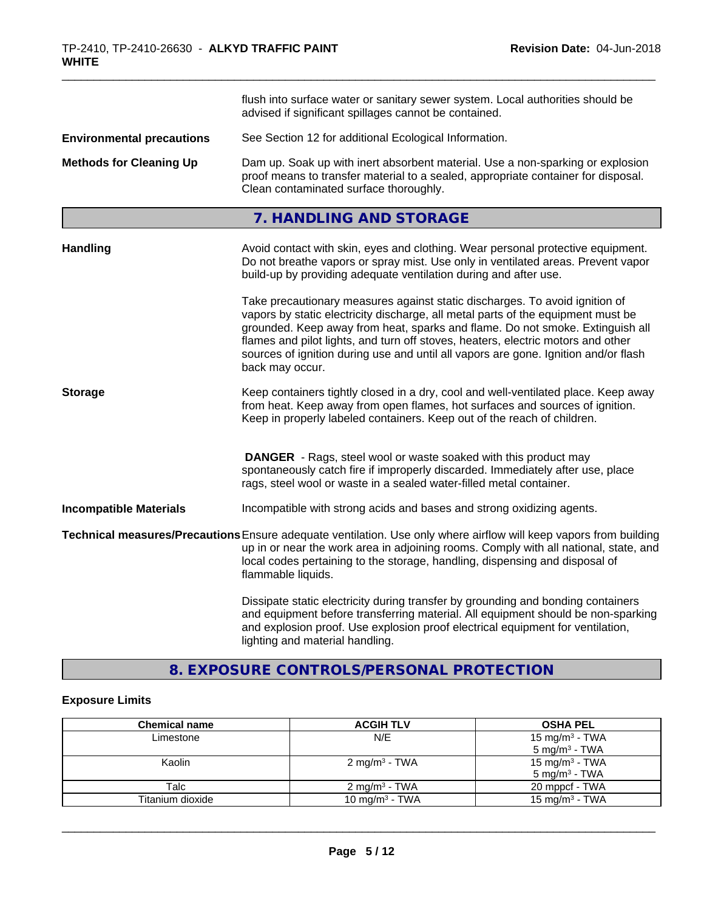flush into surface water or sanitary sewer system. Local authorities should be advised if significant spillages cannot be contained.

**Environmental precautions** See Section 12 for additional Ecological Information.

**Methods for Cleaning Up** Dam up. Soak up with inert absorbent material. Use a non-sparking or explosion proof means to transfer material to a sealed, appropriate container for disposal. Clean contaminated surface thoroughly.

## 7. HANDLING AND STORAGE

**Handling** Avoid contact with skin, eyes and clothing. Wear personal protective equipment. Do not breathe vapors or spray mist. Use only in ventilated areas. Prevent vapor build-up by providing adequate ventilation during and after use.

Take precautionary measures against static discharges. To avoid ignition of vapors by static electricity discharge, all metal parts of the equipment must be grounded. Keep away from heat, sparks and flame. Do not smoke. Extinguish all flames and pilot lights, and turn off stoves, heaters, electric motors and other sources of ignition during use and until all vapors are gone. Ignition and/or flash back may occur.

**Storage** Keep containers tightly closed in a dry, cool and well-ventilated place. Keep away from heat. Keep away from open flames, hot surfaces and sources of ignition. Keep in properly labeled containers. Keep out of the reach of children.

**DANGER** - Rags, steel wool or waste soaked with this product may spontaneously catch fire if improperly discarded. Immediately after use, place rags, steel wool or waste in a sealed water-filled metal container.

**Incompatible Materials** Incompatible with strong acids and bases and strong oxidizing agents.

**Technical measures/Precautions** Ensure adequate ventilation. Use only where airflow will keep vapors from building up in or near the work area in adjoining rooms. Comply with all national, state, and local codes pertaining to the storage, handling, dispensing and disposal of flammable liquids.

Dissipate static electricity during transfer by grounding and bonding containers and equipment before transferring material. All equipment should be non-sparking and explosion proof. Use explosion proof electrical equipment for ventilation, lighting and material handling.

## 8. EXPOSURE CONTROLS/PERSONAL PROTECTION

**Exposure Limits**

| Chemical name | ACGIH TLV | OSHA PEL |
|---|---|---|
| Limestone | N/E | 15 mg/m³ - TWA<br>5 mg/m³ - TWA |
| Kaolin | 2 mg/m³ - TWA | 15 mg/m³ - TWA<br>5 mg/m³ - TWA |
| Talc | 2 mg/m³ - TWA | 20 mppcf - TWA |
| Titanium dioxide | 10 mg/m³ - TWA | 15 mg/m³ - TWA |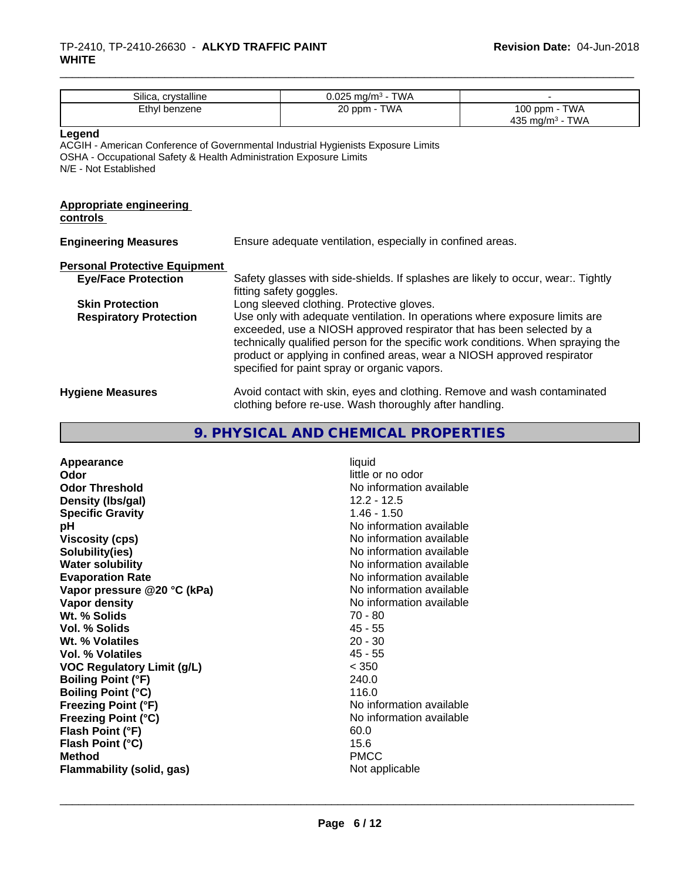| Silica, crystalline | 0.025 mg/m³ - TWA | - |
|---|---|---|
| Ethyl benzene | 20 ppm - TWA | 100 ppm - TWA<br>435 mg/m³ - TWA |

**Legend**
ACGIH - American Conference of Governmental Industrial Hygienists Exposure Limits
OSHA - Occupational Safety & Health Administration Exposure Limits
N/E - Not Established

**Appropriate engineering controls**

**Engineering Measures** Ensure adequate ventilation, especially in confined areas.

**Personal Protective Equipment**

**Eye/Face Protection** Safety glasses with side-shields. If splashes are likely to occur, wear:. Tightly fitting safety goggles.

**Skin Protection** Long sleeved clothing. Protective gloves.

**Respiratory Protection** Use only with adequate ventilation. In operations where exposure limits are exceeded, use a NIOSH approved respirator that has been selected by a technically qualified person for the specific work conditions. When spraying the product or applying in confined areas, wear a NIOSH approved respirator specified for paint spray or organic vapors.

**Hygiene Measures** Avoid contact with skin, eyes and clothing. Remove and wash contaminated clothing before re-use. Wash thoroughly after handling.

## 9. PHYSICAL AND CHEMICAL PROPERTIES

| | |
|---|---|
| **Appearance** | liquid |
| **Odor** | little or no odor |
| **Odor Threshold** | No information available |
| **Density (lbs/gal)** | 12.2 - 12.5 |
| **Specific Gravity** | 1.46 - 1.50 |
| **pH** | No information available |
| **Viscosity (cps)** | No information available |
| **Solubility(ies)** | No information available |
| **Water solubility** | No information available |
| **Evaporation Rate** | No information available |
| **Vapor pressure @20 °C (kPa)** | No information available |
| **Vapor density** | No information available |
| **Wt. % Solids** | 70 - 80 |
| **Vol. % Solids** | 45 - 55 |
| **Wt. % Volatiles** | 20 - 30 |
| **Vol. % Volatiles** | 45 - 55 |
| **VOC Regulatory Limit (g/L)** | < 350 |
| **Boiling Point (°F)** | 240.0 |
| **Boiling Point (°C)** | 116.0 |
| **Freezing Point (°F)** | No information available |
| **Freezing Point (°C)** | No information available |
| **Flash Point (°F)** | 60.0 |
| **Flash Point (°C)** | 15.6 |
| **Method** | PMCC |
| **Flammability (solid, gas)** | Not applicable |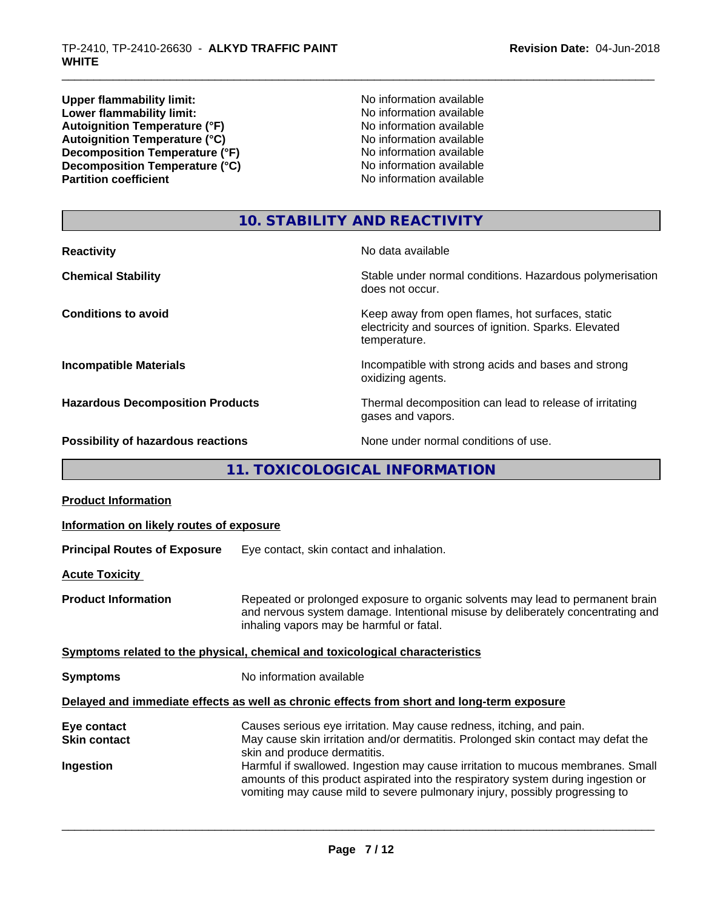| | |
|---|---|
| **Upper flammability limit:** | No information available |
| **Lower flammability limit:** | No information available |
| **Autoignition Temperature (°F)** | No information available |
| **Autoignition Temperature (°C)** | No information available |
| **Decomposition Temperature (°F)** | No information available |
| **Decomposition Temperature (°C)** | No information available |
| **Partition coefficient** | No information available |

## 10. STABILITY AND REACTIVITY

| | |
|---|---|
| **Reactivity** | No data available |
| **Chemical Stability** | Stable under normal conditions. Hazardous polymerisation does not occur. |
| **Conditions to avoid** | Keep away from open flames, hot surfaces, static electricity and sources of ignition. Sparks. Elevated temperature. |
| **Incompatible Materials** | Incompatible with strong acids and bases and strong oxidizing agents. |
| **Hazardous Decomposition Products** | Thermal decomposition can lead to release of irritating gases and vapors. |
| **Possibility of hazardous reactions** | None under normal conditions of use. |

## 11. TOXICOLOGICAL INFORMATION

**Product Information**

**Information on likely routes of exposure**

**Principal Routes of Exposure** Eye contact, skin contact and inhalation.

**Acute Toxicity**

**Product Information** Repeated or prolonged exposure to organic solvents may lead to permanent brain and nervous system damage. Intentional misuse by deliberately concentrating and inhaling vapors may be harmful or fatal.

**Symptoms related to the physical, chemical and toxicological characteristics**

**Symptoms** No information available

**Delayed and immediate effects as well as chronic effects from short and long-term exposure**

| | |
|---|---|
| **Eye contact** | Causes serious eye irritation. May cause redness, itching, and pain. |
| **Skin contact** | May cause skin irritation and/or dermatitis. Prolonged skin contact may defat the skin and produce dermatitis. |
| **Ingestion** | Harmful if swallowed. Ingestion may cause irritation to mucous membranes. Small amounts of this product aspirated into the respiratory system during ingestion or vomiting may cause mild to severe pulmonary injury, possibly progressing to |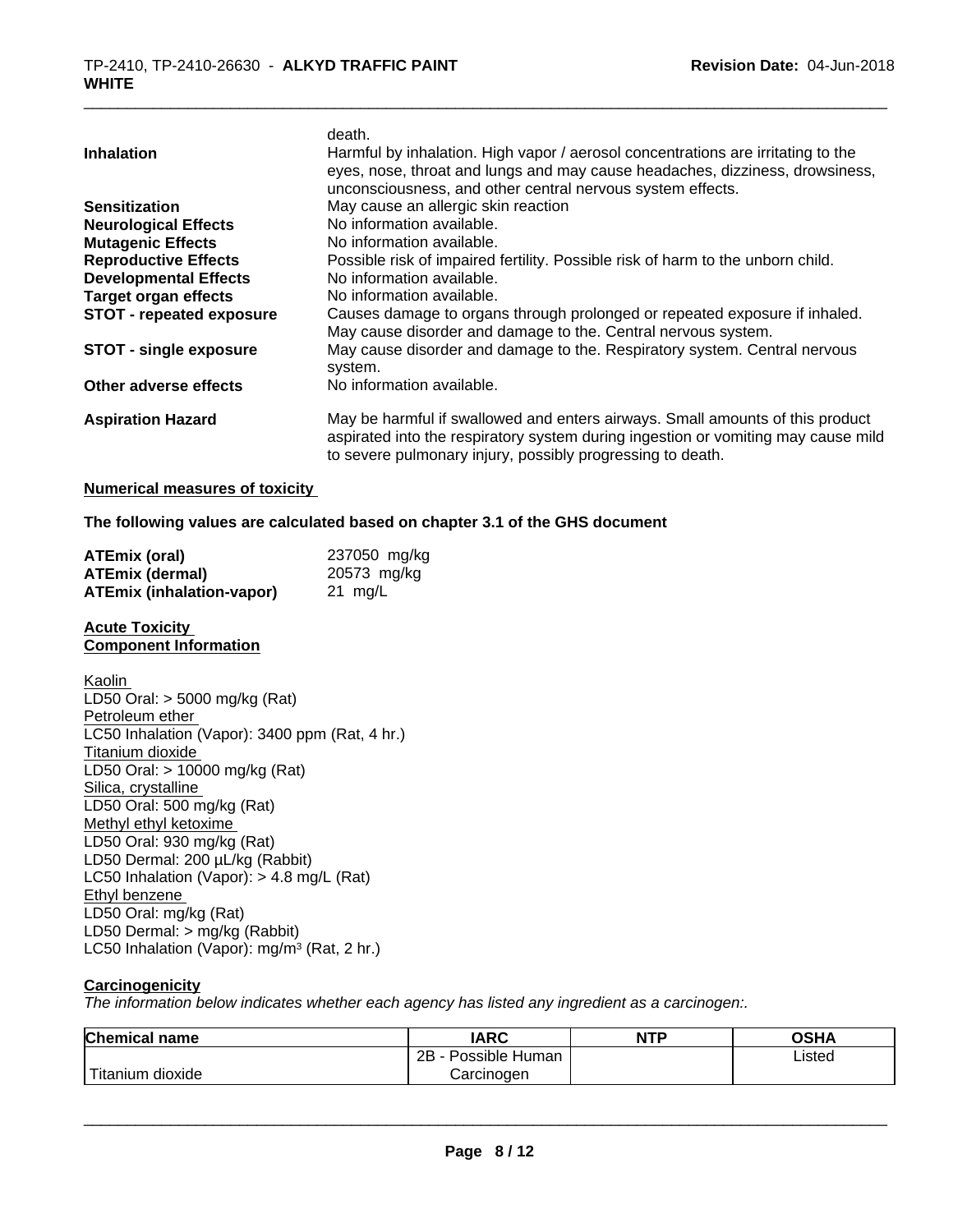| | |
|---|---|
| | death. |
| **Inhalation** | Harmful by inhalation. High vapor / aerosol concentrations are irritating to the eyes, nose, throat and lungs and may cause headaches, dizziness, drowsiness, unconsciousness, and other central nervous system effects. |
| **Sensitization** | May cause an allergic skin reaction |
| **Neurological Effects** | No information available. |
| **Mutagenic Effects** | No information available. |
| **Reproductive Effects** | Possible risk of impaired fertility. Possible risk of harm to the unborn child. |
| **Developmental Effects** | No information available. |
| **Target organ effects** | No information available. |
| **STOT - repeated exposure** | Causes damage to organs through prolonged or repeated exposure if inhaled. May cause disorder and damage to the. Central nervous system. |
| **STOT - single exposure** | May cause disorder and damage to the. Respiratory system. Central nervous system. |
| **Other adverse effects** | No information available. |
| **Aspiration Hazard** | May be harmful if swallowed and enters airways. Small amounts of this product aspirated into the respiratory system during ingestion or vomiting may cause mild to severe pulmonary injury, possibly progressing to death. |

**Numerical measures of toxicity**

**The following values are calculated based on chapter 3.1 of the GHS document**

| | |
|---|---|
| **ATEmix (oral)** | 237050 mg/kg |
| **ATEmix (dermal)** | 20573 mg/kg |
| **ATEmix (inhalation-vapor)** | 21 mg/L |

**Acute Toxicity**
**Component Information**

Kaolin
LD50 Oral: > 5000 mg/kg (Rat)
Petroleum ether
LC50 Inhalation (Vapor): 3400 ppm (Rat, 4 hr.)
Titanium dioxide
LD50 Oral: > 10000 mg/kg (Rat)
Silica, crystalline
LD50 Oral: 500 mg/kg (Rat)
Methyl ethyl ketoxime
LD50 Oral: 930 mg/kg (Rat)
LD50 Dermal: 200 µL/kg (Rabbit)
LC50 Inhalation (Vapor): > 4.8 mg/L (Rat)
Ethyl benzene
LD50 Oral: mg/kg (Rat)
LD50 Dermal: > mg/kg (Rabbit)
LC50 Inhalation (Vapor): mg/m$^3$ (Rat, 2 hr.)

**Carcinogenicity**

*The information below indicates whether each agency has listed any ingredient as a carcinogen:.*

| Chemical name | IARC | NTP | OSHA |
|---|---|---|---|
| Titanium dioxide | 2B - Possible Human Carcinogen | | Listed |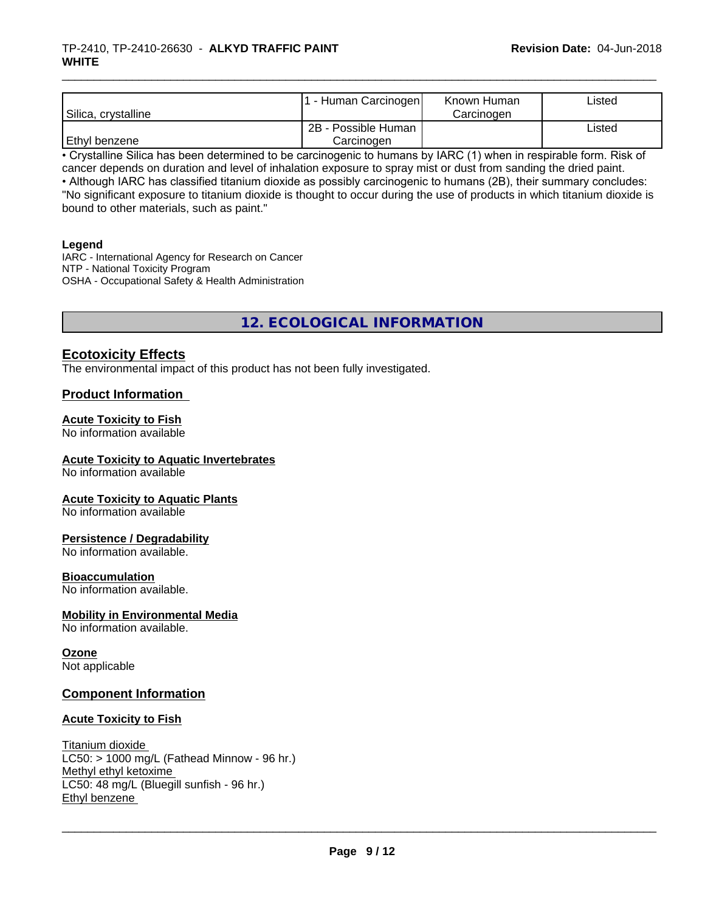| | | | |
|---|---|---|---|
| Silica, crystalline | 1 - Human Carcinogen | Known Human Carcinogen | Listed |
| Ethyl benzene | 2B - Possible Human Carcinogen | | Listed |

• Crystalline Silica has been determined to be carcinogenic to humans by IARC (1) when in respirable form. Risk of cancer depends on duration and level of inhalation exposure to spray mist or dust from sanding the dried paint.

• Although IARC has classified titanium dioxide as possibly carcinogenic to humans (2B), their summary concludes: "No significant exposure to titanium dioxide is thought to occur during the use of products in which titanium dioxide is bound to other materials, such as paint."

**Legend**

IARC - International Agency for Research on Cancer
NTP - National Toxicity Program
OSHA - Occupational Safety & Health Administration

## 12. ECOLOGICAL INFORMATION

### Ecotoxicity Effects

The environmental impact of this product has not been fully investigated.

### Product Information

**Acute Toxicity to Fish**
No information available

**Acute Toxicity to Aquatic Invertebrates**
No information available

**Acute Toxicity to Aquatic Plants**
No information available

**Persistence / Degradability**
No information available.

**Bioaccumulation**
No information available.

**Mobility in Environmental Media**
No information available.

**Ozone**
Not applicable

### Component Information

**Acute Toxicity to Fish**

Titanium dioxide
LC50: > 1000 mg/L (Fathead Minnow - 96 hr.)
Methyl ethyl ketoxime
LC50: 48 mg/L (Bluegill sunfish - 96 hr.)
Ethyl benzene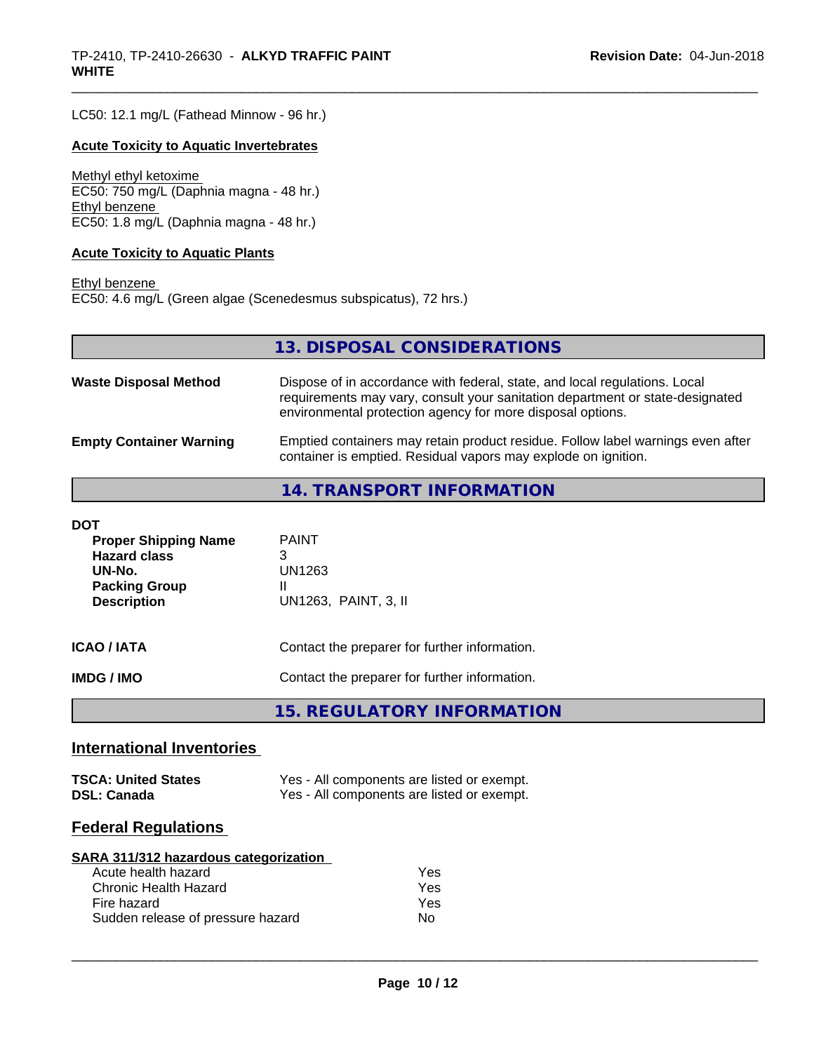LC50: 12.1 mg/L (Fathead Minnow - 96 hr.)

**Acute Toxicity to Aquatic Invertebrates**

Methyl ethyl ketoxime
EC50: 750 mg/L (Daphnia magna - 48 hr.)
Ethyl benzene
EC50: 1.8 mg/L (Daphnia magna - 48 hr.)

**Acute Toxicity to Aquatic Plants**

Ethyl benzene
EC50: 4.6 mg/L (Green algae (Scenedesmus subspicatus), 72 hrs.)

## 13. DISPOSAL CONSIDERATIONS

**Waste Disposal Method** — Dispose of in accordance with federal, state, and local regulations. Local requirements may vary, consult your sanitation department or state-designated environmental protection agency for more disposal options.

**Empty Container Warning** — Emptied containers may retain product residue. Follow label warnings even after container is emptied. Residual vapors may explode on ignition.

## 14. TRANSPORT INFORMATION

**DOT**

| | |
|---|---|
| **Proper Shipping Name** | PAINT |
| **Hazard class** | 3 |
| **UN-No.** | UN1263 |
| **Packing Group** | II |
| **Description** | UN1263, PAINT, 3, II |

**ICAO / IATA** — Contact the preparer for further information.

**IMDG / IMO** — Contact the preparer for further information.

## 15. REGULATORY INFORMATION

### International Inventories

| | |
|---|---|
| **TSCA: United States** | Yes - All components are listed or exempt. |
| **DSL: Canada** | Yes - All components are listed or exempt. |

### Federal Regulations

**SARA 311/312 hazardous categorization**

| | |
|---|---|
| Acute health hazard | Yes |
| Chronic Health Hazard | Yes |
| Fire hazard | Yes |
| Sudden release of pressure hazard | No |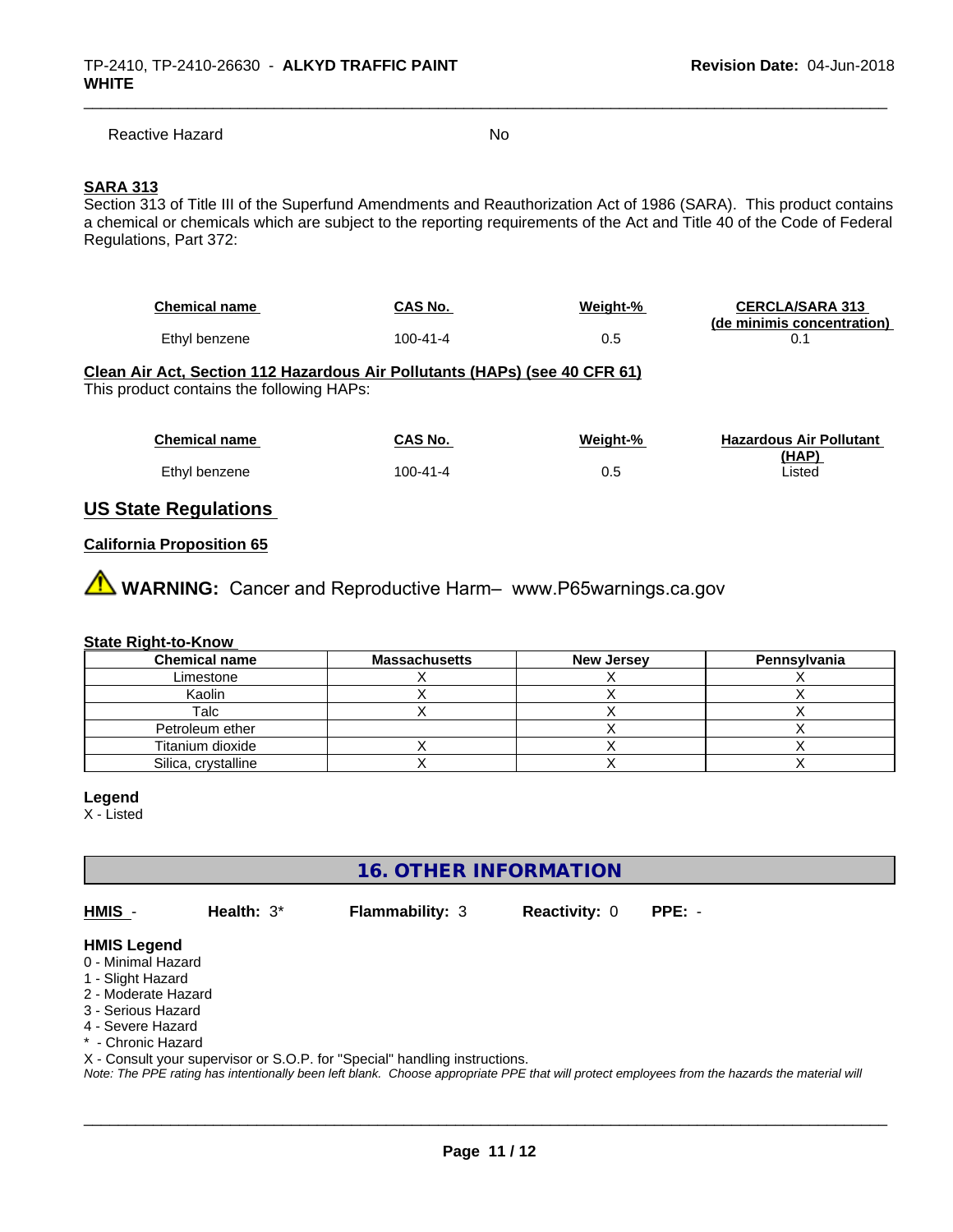Reactive Hazard No

**SARA 313**

Section 313 of Title III of the Superfund Amendments and Reauthorization Act of 1986 (SARA). This product contains a chemical or chemicals which are subject to the reporting requirements of the Act and Title 40 of the Code of Federal Regulations, Part 372:

| Chemical name | CAS No. | Weight-% | CERCLA/SARA 313 (de minimis concentration) |
|---|---|---|---|
| Ethyl benzene | 100-41-4 | 0.5 | 0.1 |

**Clean Air Act, Section 112 Hazardous Air Pollutants (HAPs) (see 40 CFR 61)**

This product contains the following HAPs:

| Chemical name | CAS No. | Weight-% | Hazardous Air Pollutant (HAP) |
|---|---|---|---|
| Ethyl benzene | 100-41-4 | 0.5 | Listed |

## US State Regulations

**California Proposition 65**

**WARNING:** Cancer and Reproductive Harm– www.P65warnings.ca.gov

**State Right-to-Know**

| Chemical name | Massachusetts | New Jersey | Pennsylvania |
|---|---|---|---|
| Limestone | X | X | X |
| Kaolin | X | X | X |
| Talc | X | X | X |
| Petroleum ether | | X | X |
| Titanium dioxide | X | X | X |
| Silica, crystalline | X | X | X |

**Legend**

X - Listed

## 16. OTHER INFORMATION

**HMIS** - **Health:** 3* **Flammability:** 3 **Reactivity:** 0 **PPE:** -

**HMIS Legend**

0 - Minimal Hazard
1 - Slight Hazard
2 - Moderate Hazard
3 - Serious Hazard
4 - Severe Hazard
* - Chronic Hazard
X - Consult your supervisor or S.O.P. for "Special" handling instructions.

*Note: The PPE rating has intentionally been left blank. Choose appropriate PPE that will protect employees from the hazards the material will*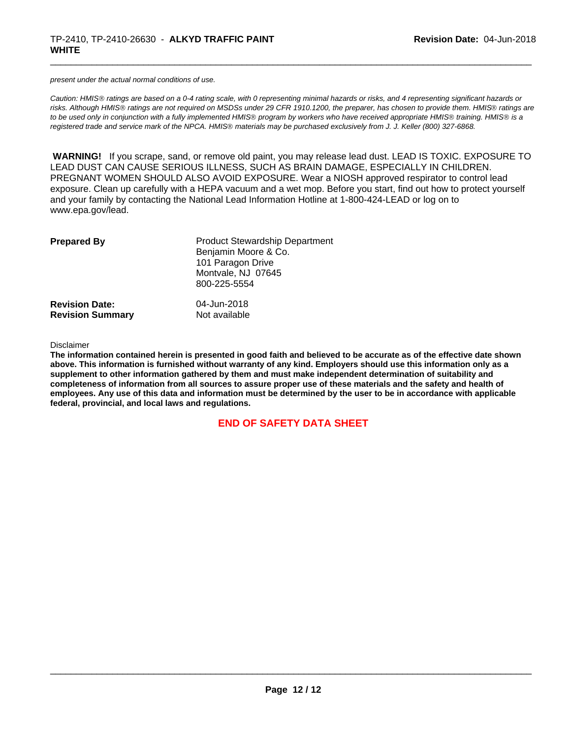*present under the actual normal conditions of use.*

*Caution: HMIS® ratings are based on a 0-4 rating scale, with 0 representing minimal hazards or risks, and 4 representing significant hazards or risks. Although HMIS® ratings are not required on MSDSs under 29 CFR 1910.1200, the preparer, has chosen to provide them. HMIS® ratings are to be used only in conjunction with a fully implemented HMIS® program by workers who have received appropriate HMIS® training. HMIS® is a registered trade and service mark of the NPCA. HMIS® materials may be purchased exclusively from J. J. Keller (800) 327-6868.*

**WARNING!** If you scrape, sand, or remove old paint, you may release lead dust. LEAD IS TOXIC. EXPOSURE TO LEAD DUST CAN CAUSE SERIOUS ILLNESS, SUCH AS BRAIN DAMAGE, ESPECIALLY IN CHILDREN. PREGNANT WOMEN SHOULD ALSO AVOID EXPOSURE. Wear a NIOSH approved respirator to control lead exposure. Clean up carefully with a HEPA vacuum and a wet mop. Before you start, find out how to protect yourself and your family by contacting the National Lead Information Hotline at 1-800-424-LEAD or log on to www.epa.gov/lead.

| | |
|---|---|
| **Prepared By** | Product Stewardship Department<br>Benjamin Moore & Co.<br>101 Paragon Drive<br>Montvale, NJ 07645<br>800-225-5554 |
| **Revision Date:** | 04-Jun-2018 |
| **Revision Summary** | Not available |

Disclaimer

**The information contained herein is presented in good faith and believed to be accurate as of the effective date shown above. This information is furnished without warranty of any kind. Employers should use this information only as a supplement to other information gathered by them and must make independent determination of suitability and completeness of information from all sources to assure proper use of these materials and the safety and health of employees. Any use of this data and information must be determined by the user to be in accordance with applicable federal, provincial, and local laws and regulations.**

**END OF SAFETY DATA SHEET**